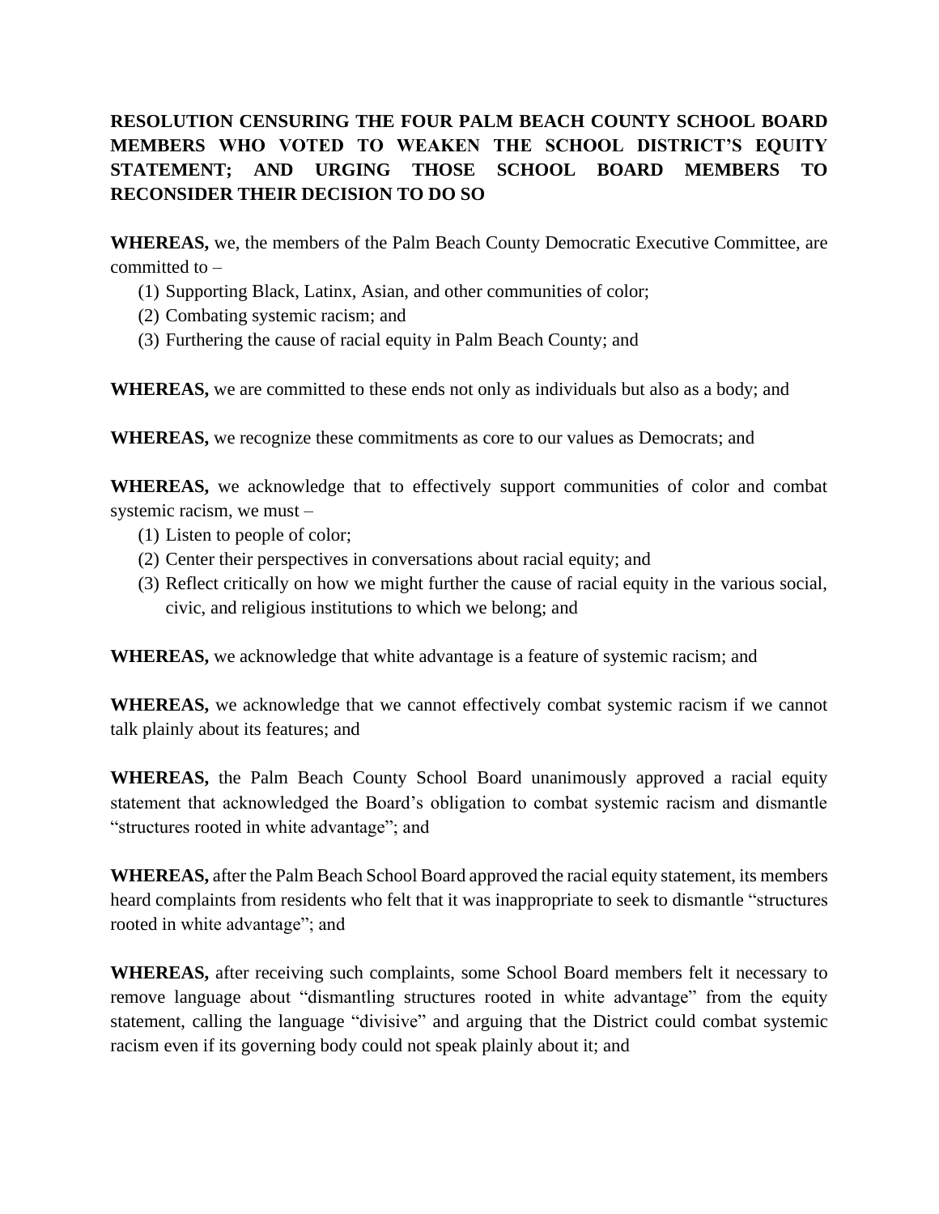**RESOLUTION CENSURING THE FOUR PALM BEACH COUNTY SCHOOL BOARD MEMBERS WHO VOTED TO WEAKEN THE SCHOOL DISTRICT'S EQUITY STATEMENT; AND URGING THOSE SCHOOL BOARD MEMBERS TO RECONSIDER THEIR DECISION TO DO SO**

**WHEREAS,** we, the members of the Palm Beach County Democratic Executive Committee, are committed to –

(1) Supporting Black, Latinx, Asian, and other communities of color;
(2) Combating systemic racism; and
(3) Furthering the cause of racial equity in Palm Beach County; and

**WHEREAS,** we are committed to these ends not only as individuals but also as a body; and

**WHEREAS,** we recognize these commitments as core to our values as Democrats; and

**WHEREAS,** we acknowledge that to effectively support communities of color and combat systemic racism, we must –

(1) Listen to people of color;
(2) Center their perspectives in conversations about racial equity; and
(3) Reflect critically on how we might further the cause of racial equity in the various social, civic, and religious institutions to which we belong; and

**WHEREAS,** we acknowledge that white advantage is a feature of systemic racism; and

**WHEREAS,** we acknowledge that we cannot effectively combat systemic racism if we cannot talk plainly about its features; and

**WHEREAS,** the Palm Beach County School Board unanimously approved a racial equity statement that acknowledged the Board's obligation to combat systemic racism and dismantle "structures rooted in white advantage"; and

**WHEREAS,** after the Palm Beach School Board approved the racial equity statement, its members heard complaints from residents who felt that it was inappropriate to seek to dismantle "structures rooted in white advantage"; and

**WHEREAS,** after receiving such complaints, some School Board members felt it necessary to remove language about "dismantling structures rooted in white advantage" from the equity statement, calling the language "divisive" and arguing that the District could combat systemic racism even if its governing body could not speak plainly about it; and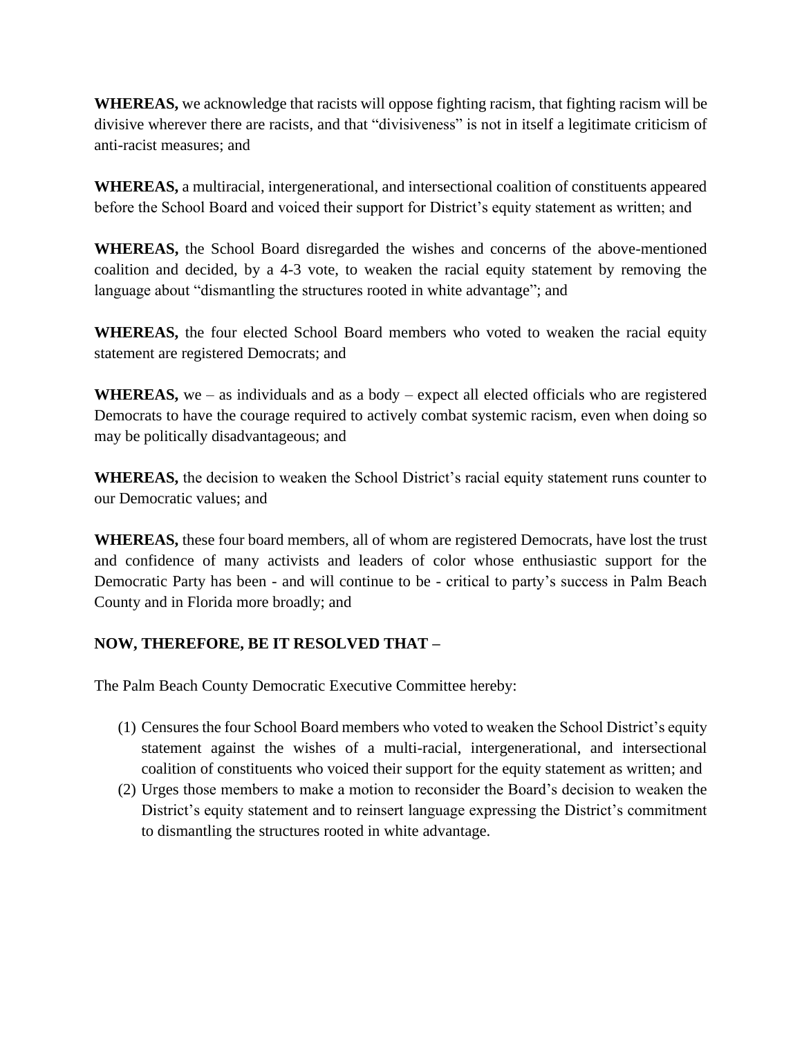**WHEREAS,** we acknowledge that racists will oppose fighting racism, that fighting racism will be divisive wherever there are racists, and that "divisiveness" is not in itself a legitimate criticism of anti-racist measures; and

**WHEREAS,** a multiracial, intergenerational, and intersectional coalition of constituents appeared before the School Board and voiced their support for District's equity statement as written; and

**WHEREAS,** the School Board disregarded the wishes and concerns of the above-mentioned coalition and decided, by a 4-3 vote, to weaken the racial equity statement by removing the language about "dismantling the structures rooted in white advantage"; and

**WHEREAS,** the four elected School Board members who voted to weaken the racial equity statement are registered Democrats; and

**WHEREAS,** we – as individuals and as a body – expect all elected officials who are registered Democrats to have the courage required to actively combat systemic racism, even when doing so may be politically disadvantageous; and

**WHEREAS,** the decision to weaken the School District's racial equity statement runs counter to our Democratic values; and

**WHEREAS,** these four board members, all of whom are registered Democrats, have lost the trust and confidence of many activists and leaders of color whose enthusiastic support for the Democratic Party has been - and will continue to be - critical to party's success in Palm Beach County and in Florida more broadly; and

**NOW, THEREFORE, BE IT RESOLVED THAT –**

The Palm Beach County Democratic Executive Committee hereby:

(1) Censures the four School Board members who voted to weaken the School District's equity statement against the wishes of a multi-racial, intergenerational, and intersectional coalition of constituents who voiced their support for the equity statement as written; and

(2) Urges those members to make a motion to reconsider the Board's decision to weaken the District's equity statement and to reinsert language expressing the District's commitment to dismantling the structures rooted in white advantage.